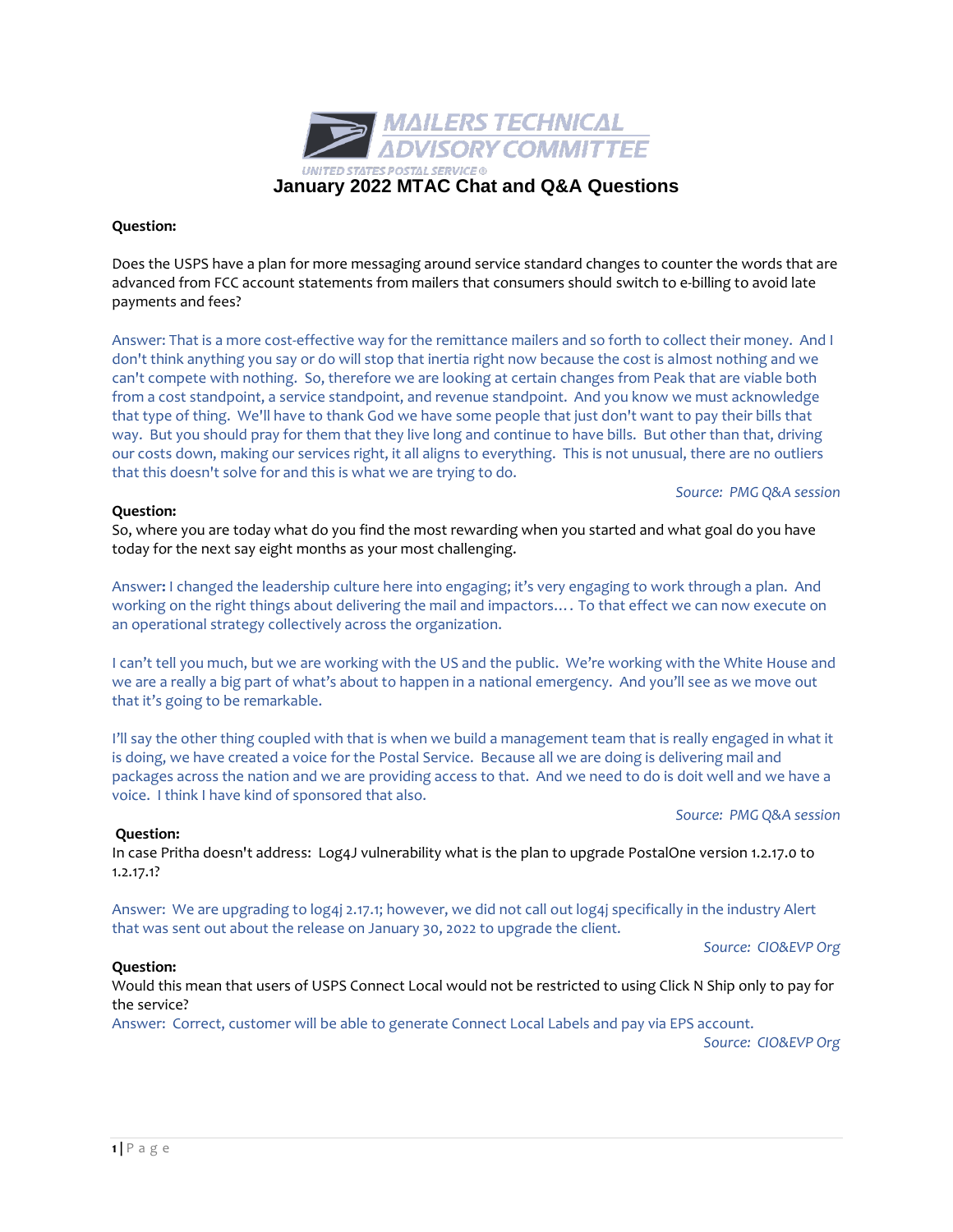MAILERS TECHNICAL ADVISORY COMMITTEE

UNITED STATES POSTAL SERVICE®

# January 2022 MTAC Chat and Q&A Questions

**Question:**

Does the USPS have a plan for more messaging around service standard changes to counter the words that are advanced from FCC account statements from mailers that consumers should switch to e-billing to avoid late payments and fees?

Answer: That is a more cost-effective way for the remittance mailers and so forth to collect their money. And I don't think anything you say or do will stop that inertia right now because the cost is almost nothing and we can't compete with nothing. So, therefore we are looking at certain changes from Peak that are viable both from a cost standpoint, a service standpoint, and revenue standpoint. And you know we must acknowledge that type of thing. We'll have to thank God we have some people that just don't want to pay their bills that way. But you should pray for them that they live long and continue to have bills. But other than that, driving our costs down, making our services right, it all aligns to everything. This is not unusual, there are no outliers that this doesn't solve for and this is what we are trying to do.

*Source: PMG Q&A session*

**Question:**
So, where you are today what do you find the most rewarding when you started and what goal do you have today for the next say eight months as your most challenging.

Answer**:** I changed the leadership culture here into engaging; it's very engaging to work through a plan. And working on the right things about delivering the mail and impactors…. To that effect we can now execute on an operational strategy collectively across the organization.

I can't tell you much, but we are working with the US and the public. We're working with the White House and we are a really a big part of what's about to happen in a national emergency. And you'll see as we move out that it's going to be remarkable.

I'll say the other thing coupled with that is when we build a management team that is really engaged in what it is doing, we have created a voice for the Postal Service. Because all we are doing is delivering mail and packages across the nation and we are providing access to that. And we need to do is doit well and we have a voice. I think I have kind of sponsored that also.

*Source: PMG Q&A session*

**Question:**
In case Pritha doesn't address: Log4J vulnerability what is the plan to upgrade PostalOne version 1.2.17.0 to 1.2.17.1?

Answer: We are upgrading to log4j 2.17.1; however, we did not call out log4j specifically in the industry Alert that was sent out about the release on January 30, 2022 to upgrade the client.

*Source: CIO&EVP Org*

**Question:**
Would this mean that users of USPS Connect Local would not be restricted to using Click N Ship only to pay for the service?
Answer: Correct, customer will be able to generate Connect Local Labels and pay via EPS account.

*Source: CIO&EVP Org*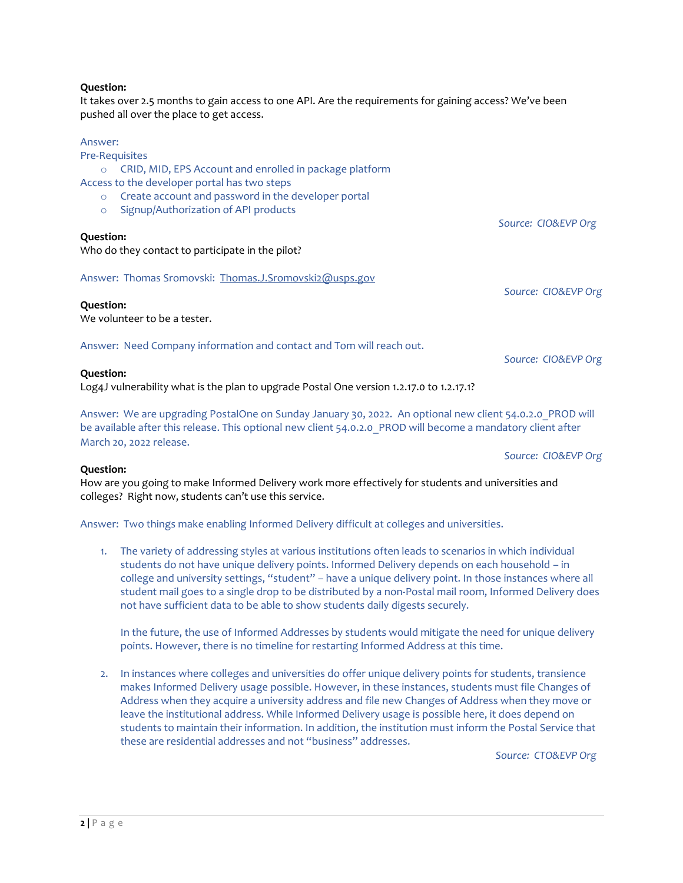**Question:**
It takes over 2.5 months to gain access to one API. Are the requirements for gaining access? We've been pushed all over the place to get access.

Answer:
Pre-Requisites

- CRID, MID, EPS Account and enrolled in package platform

Access to the developer portal has two steps

- Create account and password in the developer portal
- Signup/Authorization of API products

*Source: CIO&EVP Org*

**Question:**
Who do they contact to participate in the pilot?

Answer: Thomas Sromovski: Thomas.J.Sromovski2@usps.gov

*Source: CIO&EVP Org*

**Question:**
We volunteer to be a tester.

Answer: Need Company information and contact and Tom will reach out.

*Source: CIO&EVP Org*

**Question:**
Log4J vulnerability what is the plan to upgrade Postal One version 1.2.17.0 to 1.2.17.1?

Answer: We are upgrading PostalOne on Sunday January 30, 2022. An optional new client 54.0.2.0_PROD will be available after this release. This optional new client 54.0.2.0_PROD will become a mandatory client after March 20, 2022 release.

*Source: CIO&EVP Org*

**Question:**
How are you going to make Informed Delivery work more effectively for students and universities and colleges? Right now, students can't use this service.

Answer: Two things make enabling Informed Delivery difficult at colleges and universities.

1. The variety of addressing styles at various institutions often leads to scenarios in which individual students do not have unique delivery points. Informed Delivery depends on each household – in college and university settings, "student" – have a unique delivery point. In those instances where all student mail goes to a single drop to be distributed by a non-Postal mail room, Informed Delivery does not have sufficient data to be able to show students daily digests securely.

   In the future, the use of Informed Addresses by students would mitigate the need for unique delivery points. However, there is no timeline for restarting Informed Address at this time.

2. In instances where colleges and universities do offer unique delivery points for students, transience makes Informed Delivery usage possible. However, in these instances, students must file Changes of Address when they acquire a university address and file new Changes of Address when they move or leave the institutional address. While Informed Delivery usage is possible here, it does depend on students to maintain their information. In addition, the institution must inform the Postal Service that these are residential addresses and not "business" addresses.

*Source: CTO&EVP Org*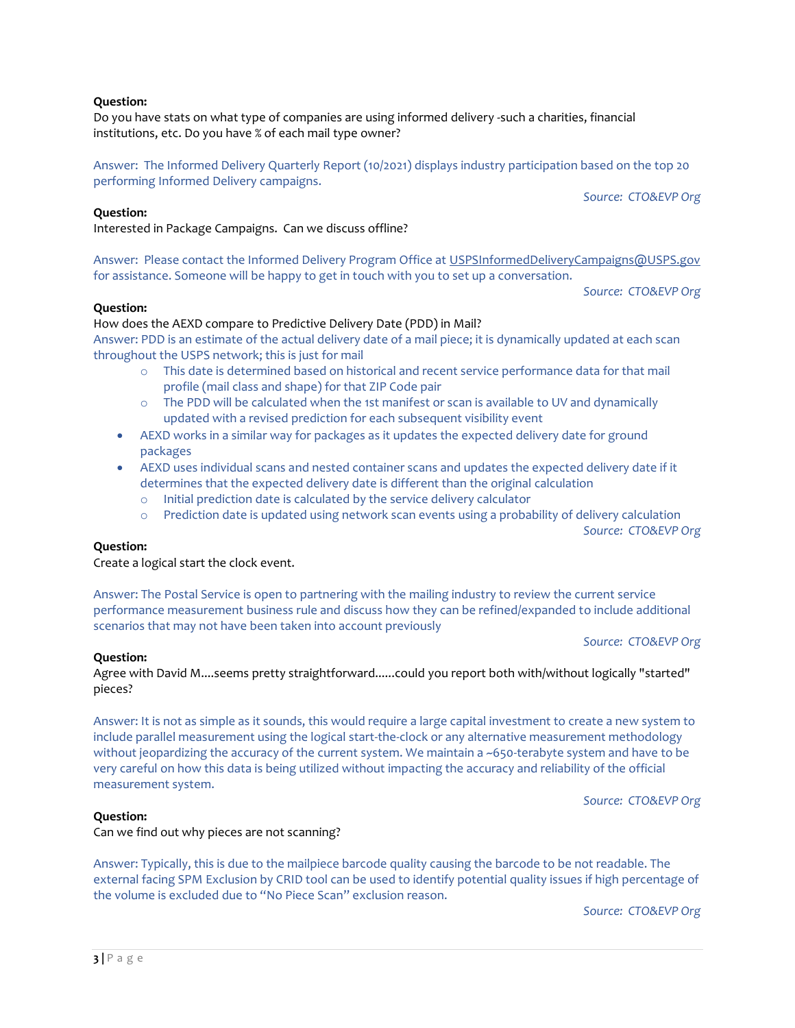**Question:**
Do you have stats on what type of companies are using informed delivery -such a charities, financial institutions, etc. Do you have % of each mail type owner?

Answer: The Informed Delivery Quarterly Report (10/2021) displays industry participation based on the top 20 performing Informed Delivery campaigns.

*Source: CTO&EVP Org*

**Question:**
Interested in Package Campaigns. Can we discuss offline?

Answer: Please contact the Informed Delivery Program Office at USPSInformedDeliveryCampaigns@USPS.gov for assistance. Someone will be happy to get in touch with you to set up a conversation.

*Source: CTO&EVP Org*

**Question:**
How does the AEXD compare to Predictive Delivery Date (PDD) in Mail?
Answer: PDD is an estimate of the actual delivery date of a mail piece; it is dynamically updated at each scan throughout the USPS network; this is just for mail

- This date is determined based on historical and recent service performance data for that mail profile (mail class and shape) for that ZIP Code pair
- The PDD will be calculated when the 1st manifest or scan is available to UV and dynamically updated with a revised prediction for each subsequent visibility event

- AEXD works in a similar way for packages as it updates the expected delivery date for ground packages
- AEXD uses individual scans and nested container scans and updates the expected delivery date if it determines that the expected delivery date is different than the original calculation
  - Initial prediction date is calculated by the service delivery calculator
  - Prediction date is updated using network scan events using a probability of delivery calculation

*Source: CTO&EVP Org*

**Question:**
Create a logical start the clock event.

Answer: The Postal Service is open to partnering with the mailing industry to review the current service performance measurement business rule and discuss how they can be refined/expanded to include additional scenarios that may not have been taken into account previously

*Source: CTO&EVP Org*

**Question:**
Agree with David M....seems pretty straightforward......could you report both with/without logically "started" pieces?

Answer: It is not as simple as it sounds, this would require a large capital investment to create a new system to include parallel measurement using the logical start-the-clock or any alternative measurement methodology without jeopardizing the accuracy of the current system. We maintain a ~650-terabyte system and have to be very careful on how this data is being utilized without impacting the accuracy and reliability of the official measurement system.

*Source: CTO&EVP Org*

**Question:**
Can we find out why pieces are not scanning?

Answer: Typically, this is due to the mailpiece barcode quality causing the barcode to be not readable. The external facing SPM Exclusion by CRID tool can be used to identify potential quality issues if high percentage of the volume is excluded due to "No Piece Scan" exclusion reason.

*Source: CTO&EVP Org*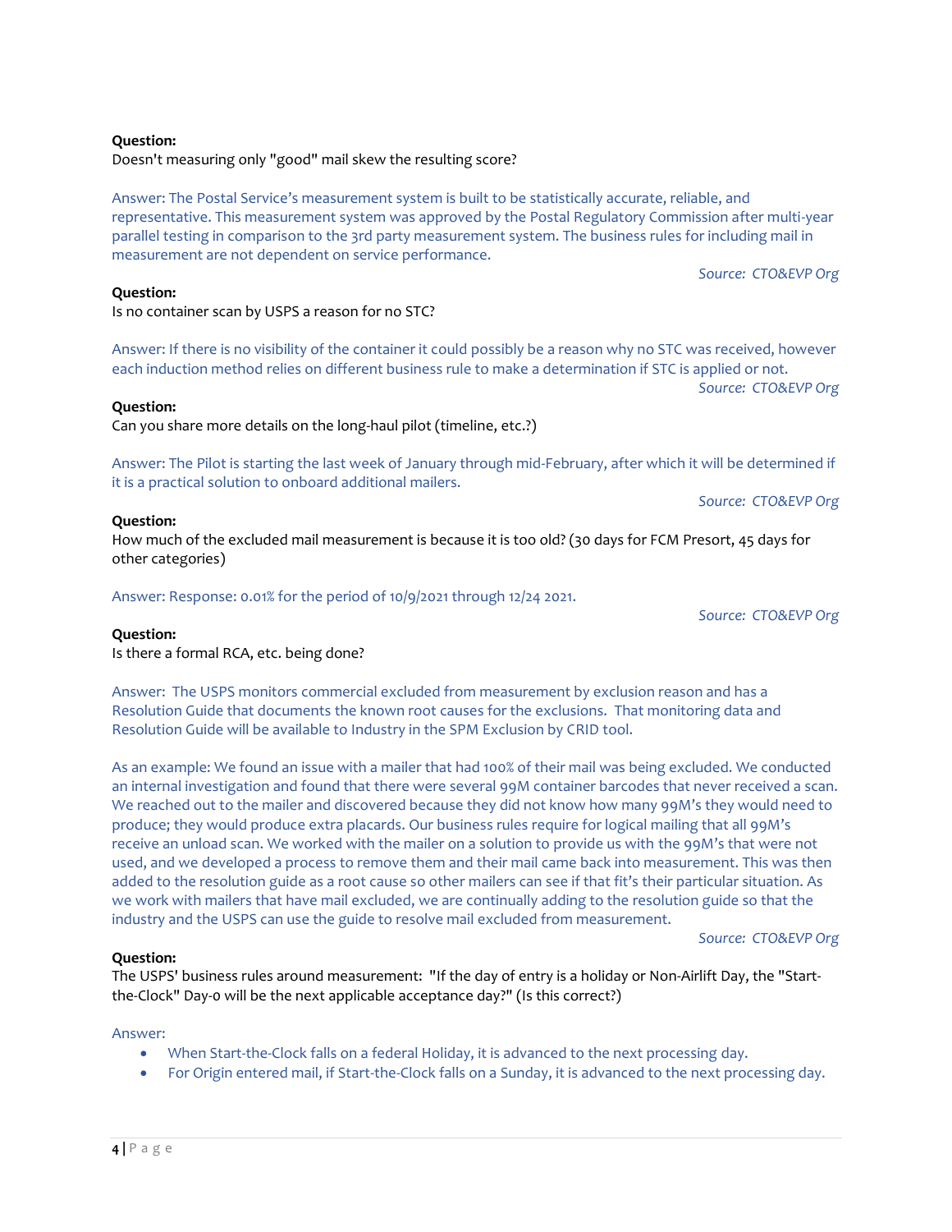**Question:**
Doesn't measuring only "good" mail skew the resulting score?

Answer: The Postal Service's measurement system is built to be statistically accurate, reliable, and representative. This measurement system was approved by the Postal Regulatory Commission after multi-year parallel testing in comparison to the 3rd party measurement system. The business rules for including mail in measurement are not dependent on service performance.

*Source: CTO&EVP Org*

**Question:**
Is no container scan by USPS a reason for no STC?

Answer: If there is no visibility of the container it could possibly be a reason why no STC was received, however each induction method relies on different business rule to make a determination if STC is applied or not.

*Source: CTO&EVP Org*

**Question:**
Can you share more details on the long-haul pilot (timeline, etc.?)

Answer: The Pilot is starting the last week of January through mid-February, after which it will be determined if it is a practical solution to onboard additional mailers.

*Source: CTO&EVP Org*

**Question:**
How much of the excluded mail measurement is because it is too old? (30 days for FCM Presort, 45 days for other categories)

Answer: Response: 0.01% for the period of 10/9/2021 through 12/24 2021.

*Source: CTO&EVP Org*

**Question:**
Is there a formal RCA, etc. being done?

Answer: The USPS monitors commercial excluded from measurement by exclusion reason and has a Resolution Guide that documents the known root causes for the exclusions. That monitoring data and Resolution Guide will be available to Industry in the SPM Exclusion by CRID tool.

As an example: We found an issue with a mailer that had 100% of their mail was being excluded. We conducted an internal investigation and found that there were several 99M container barcodes that never received a scan. We reached out to the mailer and discovered because they did not know how many 99M's they would need to produce; they would produce extra placards. Our business rules require for logical mailing that all 99M's receive an unload scan. We worked with the mailer on a solution to provide us with the 99M's that were not used, and we developed a process to remove them and their mail came back into measurement. This was then added to the resolution guide as a root cause so other mailers can see if that fit's their particular situation. As we work with mailers that have mail excluded, we are continually adding to the resolution guide so that the industry and the USPS can use the guide to resolve mail excluded from measurement.

*Source: CTO&EVP Org*

**Question:**
The USPS' business rules around measurement: "If the day of entry is a holiday or Non-Airlift Day, the "Start-the-Clock" Day-0 will be the next applicable acceptance day?" (Is this correct?)

Answer:

- When Start-the-Clock falls on a federal Holiday, it is advanced to the next processing day.
- For Origin entered mail, if Start-the-Clock falls on a Sunday, it is advanced to the next processing day.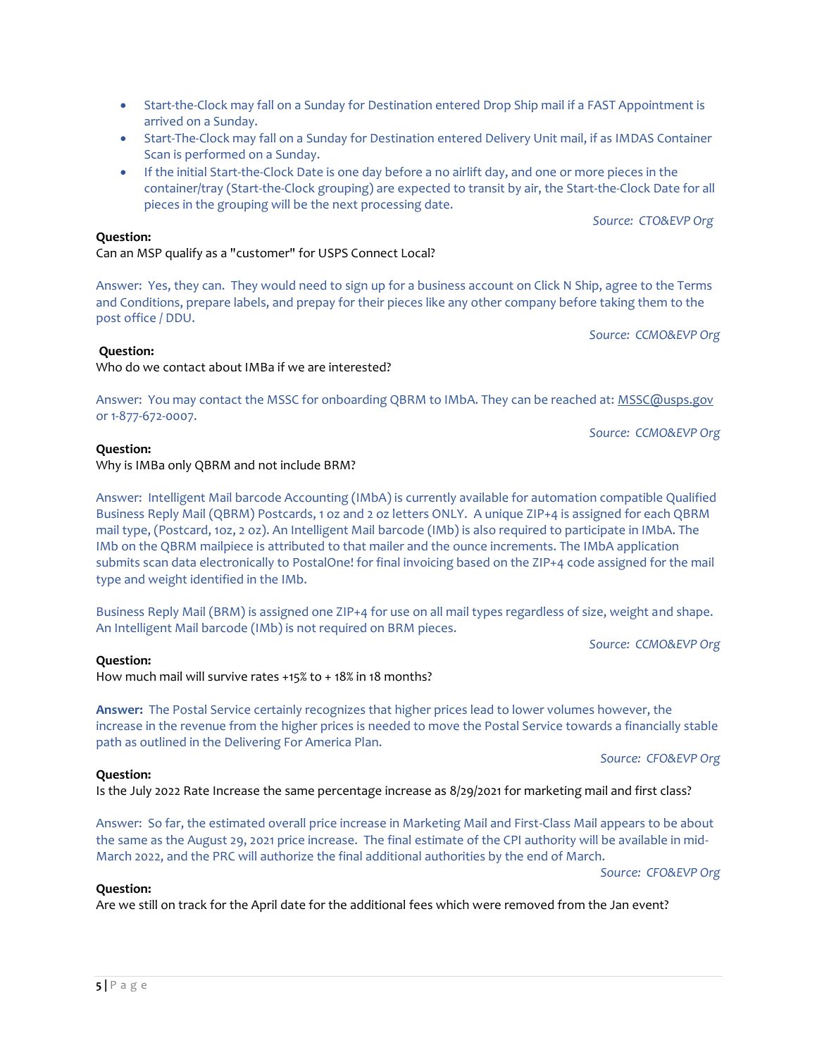- Start-the-Clock may fall on a Sunday for Destination entered Drop Ship mail if a FAST Appointment is arrived on a Sunday.
- Start-The-Clock may fall on a Sunday for Destination entered Delivery Unit mail, if as IMDAS Container Scan is performed on a Sunday.
- If the initial Start-the-Clock Date is one day before a no airlift day, and one or more pieces in the container/tray (Start-the-Clock grouping) are expected to transit by air, the Start-the-Clock Date for all pieces in the grouping will be the next processing date.

*Source: CTO&EVP Org*

**Question:**
Can an MSP qualify as a "customer" for USPS Connect Local?

Answer: Yes, they can. They would need to sign up for a business account on Click N Ship, agree to the Terms and Conditions, prepare labels, and prepay for their pieces like any other company before taking them to the post office / DDU.

*Source: CCMO&EVP Org*

**Question:**
Who do we contact about IMBa if we are interested?

Answer: You may contact the MSSC for onboarding QBRM to IMbA. They can be reached at: MSSC@usps.gov or 1-877-672-0007.

*Source: CCMO&EVP Org*

**Question:**
Why is IMBa only QBRM and not include BRM?

Answer: Intelligent Mail barcode Accounting (IMbA) is currently available for automation compatible Qualified Business Reply Mail (QBRM) Postcards, 1 oz and 2 oz letters ONLY. A unique ZIP+4 is assigned for each QBRM mail type, (Postcard, 1oz, 2 oz). An Intelligent Mail barcode (IMb) is also required to participate in IMbA. The IMb on the QBRM mailpiece is attributed to that mailer and the ounce increments. The IMbA application submits scan data electronically to PostalOne! for final invoicing based on the ZIP+4 code assigned for the mail type and weight identified in the IMb.

Business Reply Mail (BRM) is assigned one ZIP+4 for use on all mail types regardless of size, weight and shape. An Intelligent Mail barcode (IMb) is not required on BRM pieces.

*Source: CCMO&EVP Org*

**Question:**
How much mail will survive rates +15% to + 18% in 18 months?

**Answer:** The Postal Service certainly recognizes that higher prices lead to lower volumes however, the increase in the revenue from the higher prices is needed to move the Postal Service towards a financially stable path as outlined in the Delivering For America Plan.

*Source: CFO&EVP Org*

**Question:**
Is the July 2022 Rate Increase the same percentage increase as 8/29/2021 for marketing mail and first class?

Answer: So far, the estimated overall price increase in Marketing Mail and First-Class Mail appears to be about the same as the August 29, 2021 price increase. The final estimate of the CPI authority will be available in mid-March 2022, and the PRC will authorize the final additional authorities by the end of March.

*Source: CFO&EVP Org*

**Question:**
Are we still on track for the April date for the additional fees which were removed from the Jan event?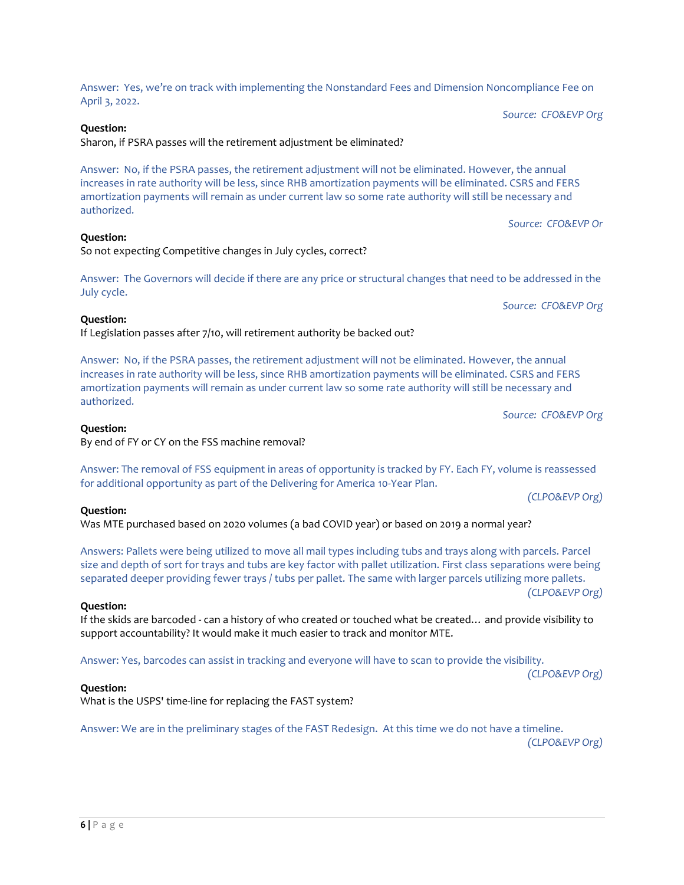Answer: Yes, we're on track with implementing the Nonstandard Fees and Dimension Noncompliance Fee on April 3, 2022.

*Source: CFO&EVP Org*

**Question:**
Sharon, if PSRA passes will the retirement adjustment be eliminated?

Answer: No, if the PSRA passes, the retirement adjustment will not be eliminated. However, the annual increases in rate authority will be less, since RHB amortization payments will be eliminated. CSRS and FERS amortization payments will remain as under current law so some rate authority will still be necessary and authorized.

*Source: CFO&EVP Or*

**Question:**
So not expecting Competitive changes in July cycles, correct?

Answer: The Governors will decide if there are any price or structural changes that need to be addressed in the July cycle.

*Source: CFO&EVP Org*

**Question:**
If Legislation passes after 7/10, will retirement authority be backed out?

Answer: No, if the PSRA passes, the retirement adjustment will not be eliminated. However, the annual increases in rate authority will be less, since RHB amortization payments will be eliminated. CSRS and FERS amortization payments will remain as under current law so some rate authority will still be necessary and authorized.

*Source: CFO&EVP Org*

**Question:**
By end of FY or CY on the FSS machine removal?

Answer: The removal of FSS equipment in areas of opportunity is tracked by FY. Each FY, volume is reassessed for additional opportunity as part of the Delivering for America 10-Year Plan.

*(CLPO&EVP Org)*

**Question:**
Was MTE purchased based on 2020 volumes (a bad COVID year) or based on 2019 a normal year?

Answers: Pallets were being utilized to move all mail types including tubs and trays along with parcels. Parcel size and depth of sort for trays and tubs are key factor with pallet utilization. First class separations were being separated deeper providing fewer trays / tubs per pallet. The same with larger parcels utilizing more pallets.

*(CLPO&EVP Org)*

**Question:**
If the skids are barcoded - can a history of who created or touched what be created… and provide visibility to support accountability? It would make it much easier to track and monitor MTE.

Answer: Yes, barcodes can assist in tracking and everyone will have to scan to provide the visibility.

*(CLPO&EVP Org)*

**Question:**
What is the USPS' time-line for replacing the FAST system?

Answer: We are in the preliminary stages of the FAST Redesign. At this time we do not have a timeline.

*(CLPO&EVP Org)*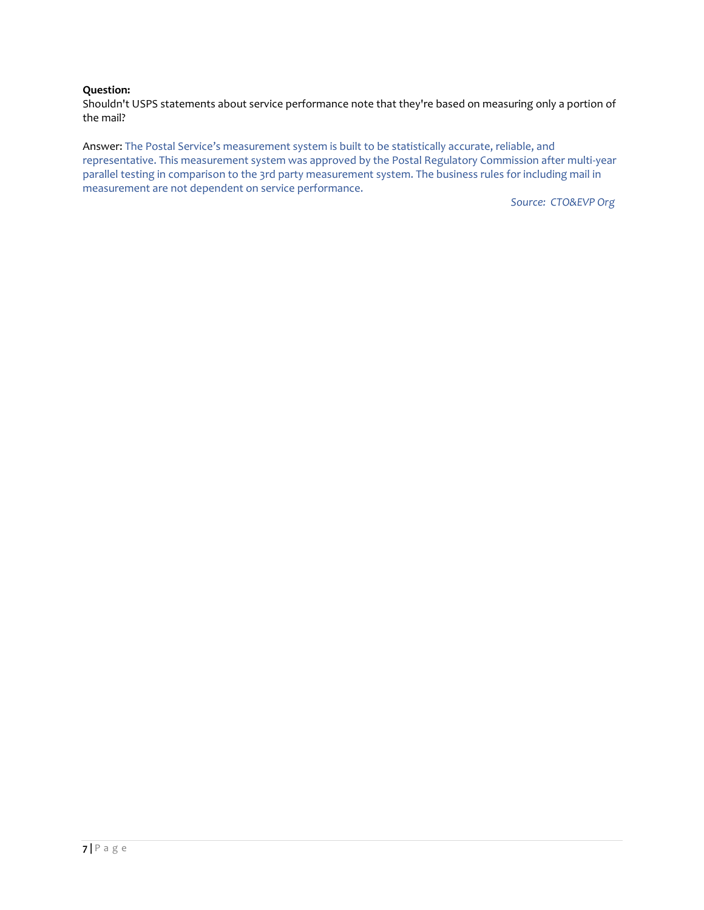**Question:**
Shouldn't USPS statements about service performance note that they're based on measuring only a portion of the mail?

Answer: The Postal Service's measurement system is built to be statistically accurate, reliable, and representative. This measurement system was approved by the Postal Regulatory Commission after multi-year parallel testing in comparison to the 3rd party measurement system. The business rules for including mail in measurement are not dependent on service performance.

*Source: CTO&EVP Org*